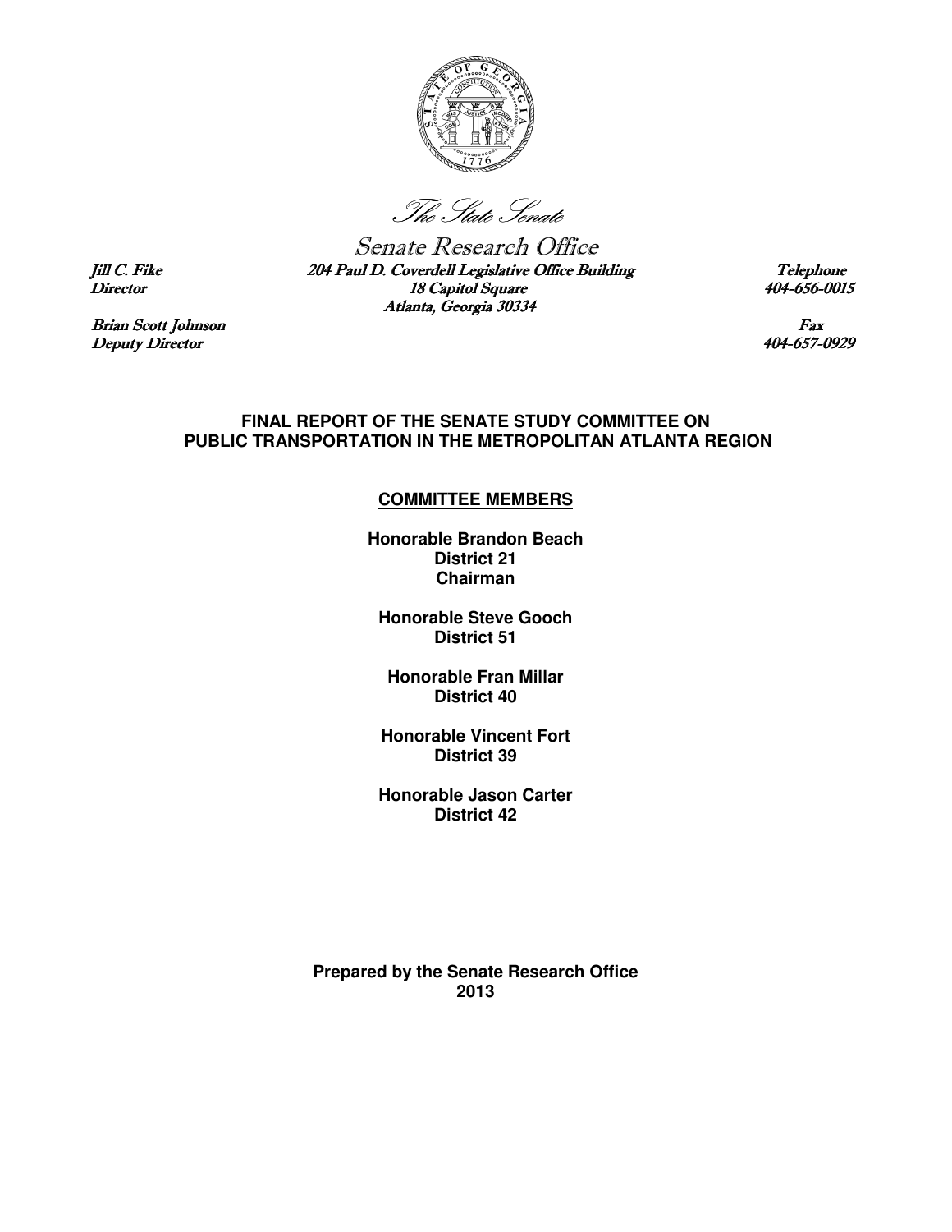*The State Senate*

Senate Research Office

*Jill C. Fike*
*Director*

*204 Paul D. Coverdell Legislative Office Building*
*18 Capitol Square*
*Atlanta, Georgia 30334*

*Telephone*
*404-656-0015*

*Brian Scott Johnson*
*Deputy Director*

*Fax*
*404-657-0929*

**FINAL REPORT OF THE SENATE STUDY COMMITTEE ON PUBLIC TRANSPORTATION IN THE METROPOLITAN ATLANTA REGION**

**COMMITTEE MEMBERS**

**Honorable Brandon Beach**
**District 21**
**Chairman**

**Honorable Steve Gooch**
**District 51**

**Honorable Fran Millar**
**District 40**

**Honorable Vincent Fort**
**District 39**

**Honorable Jason Carter**
**District 42**

**Prepared by the Senate Research Office**
**2013**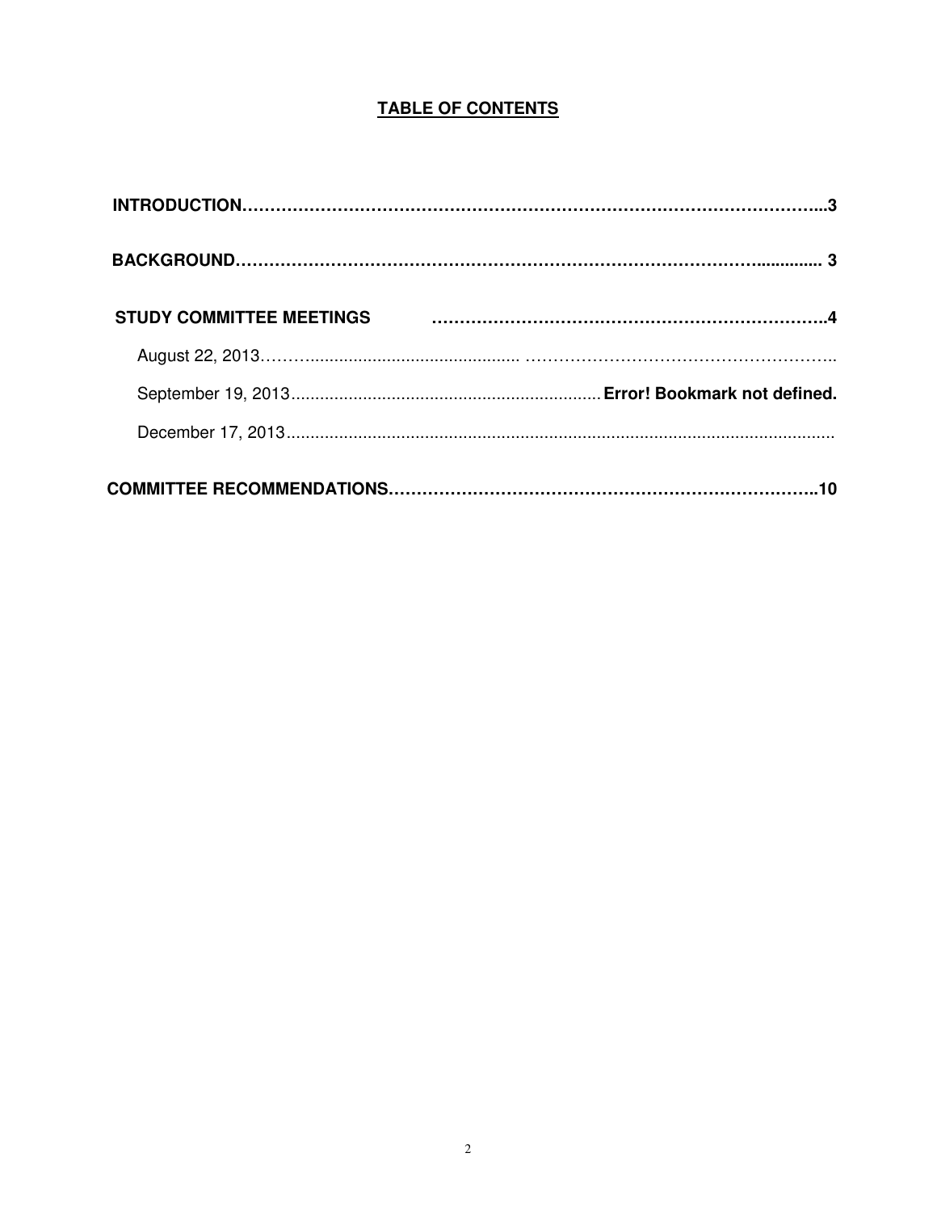## TABLE OF CONTENTS

**INTRODUCTION……………………………………………………………………………………...3**

**BACKGROUND………………………………………………………………………….............. 3**

**STUDY COMMITTEE MEETINGS ……………………………………………………………..4**

August 22, 2013……….......................................... ………………………………………………..

September 19, 2013................................................................ **Error! Bookmark not defined.**

December 17, 2013...................................................................................................................

**COMMITTEE RECOMMENDATIONS…………………………………………………………………..10**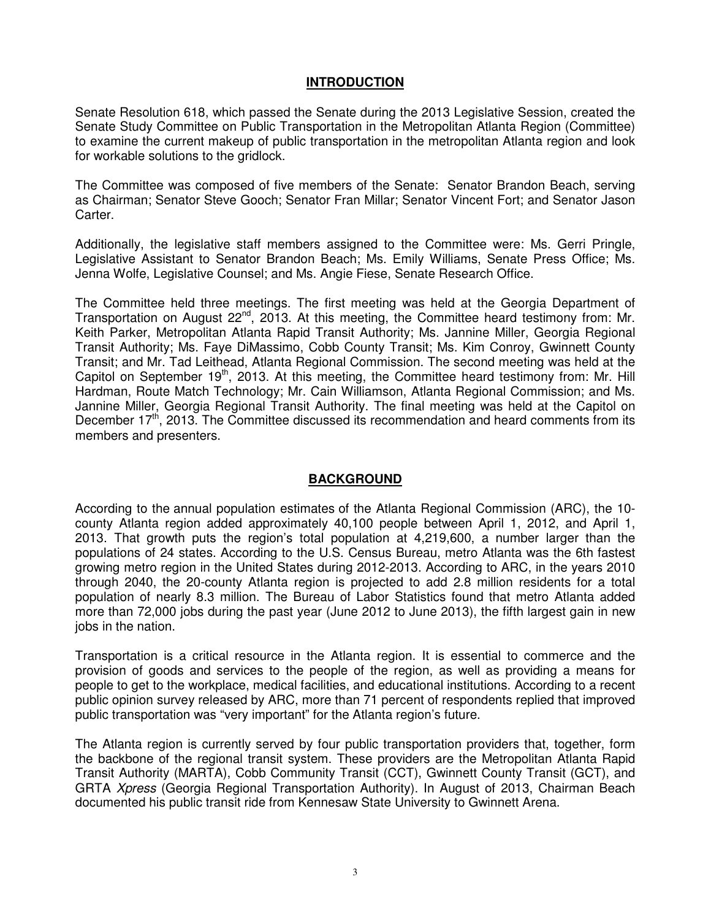## INTRODUCTION

Senate Resolution 618, which passed the Senate during the 2013 Legislative Session, created the Senate Study Committee on Public Transportation in the Metropolitan Atlanta Region (Committee) to examine the current makeup of public transportation in the metropolitan Atlanta region and look for workable solutions to the gridlock.

The Committee was composed of five members of the Senate: Senator Brandon Beach, serving as Chairman; Senator Steve Gooch; Senator Fran Millar; Senator Vincent Fort; and Senator Jason Carter.

Additionally, the legislative staff members assigned to the Committee were: Ms. Gerri Pringle, Legislative Assistant to Senator Brandon Beach; Ms. Emily Williams, Senate Press Office; Ms. Jenna Wolfe, Legislative Counsel; and Ms. Angie Fiese, Senate Research Office.

The Committee held three meetings. The first meeting was held at the Georgia Department of Transportation on August 22nd, 2013. At this meeting, the Committee heard testimony from: Mr. Keith Parker, Metropolitan Atlanta Rapid Transit Authority; Ms. Jannine Miller, Georgia Regional Transit Authority; Ms. Faye DiMassimo, Cobb County Transit; Ms. Kim Conroy, Gwinnett County Transit; and Mr. Tad Leithead, Atlanta Regional Commission. The second meeting was held at the Capitol on September 19th, 2013. At this meeting, the Committee heard testimony from: Mr. Hill Hardman, Route Match Technology; Mr. Cain Williamson, Atlanta Regional Commission; and Ms. Jannine Miller, Georgia Regional Transit Authority. The final meeting was held at the Capitol on December 17th, 2013. The Committee discussed its recommendation and heard comments from its members and presenters.

## BACKGROUND

According to the annual population estimates of the Atlanta Regional Commission (ARC), the 10-county Atlanta region added approximately 40,100 people between April 1, 2012, and April 1, 2013. That growth puts the region's total population at 4,219,600, a number larger than the populations of 24 states. According to the U.S. Census Bureau, metro Atlanta was the 6th fastest growing metro region in the United States during 2012-2013. According to ARC, in the years 2010 through 2040, the 20-county Atlanta region is projected to add 2.8 million residents for a total population of nearly 8.3 million. The Bureau of Labor Statistics found that metro Atlanta added more than 72,000 jobs during the past year (June 2012 to June 2013), the fifth largest gain in new jobs in the nation.

Transportation is a critical resource in the Atlanta region. It is essential to commerce and the provision of goods and services to the people of the region, as well as providing a means for people to get to the workplace, medical facilities, and educational institutions. According to a recent public opinion survey released by ARC, more than 71 percent of respondents replied that improved public transportation was "very important" for the Atlanta region's future.

The Atlanta region is currently served by four public transportation providers that, together, form the backbone of the regional transit system. These providers are the Metropolitan Atlanta Rapid Transit Authority (MARTA), Cobb Community Transit (CCT), Gwinnett County Transit (GCT), and GRTA *Xpress* (Georgia Regional Transportation Authority). In August of 2013, Chairman Beach documented his public transit ride from Kennesaw State University to Gwinnett Arena.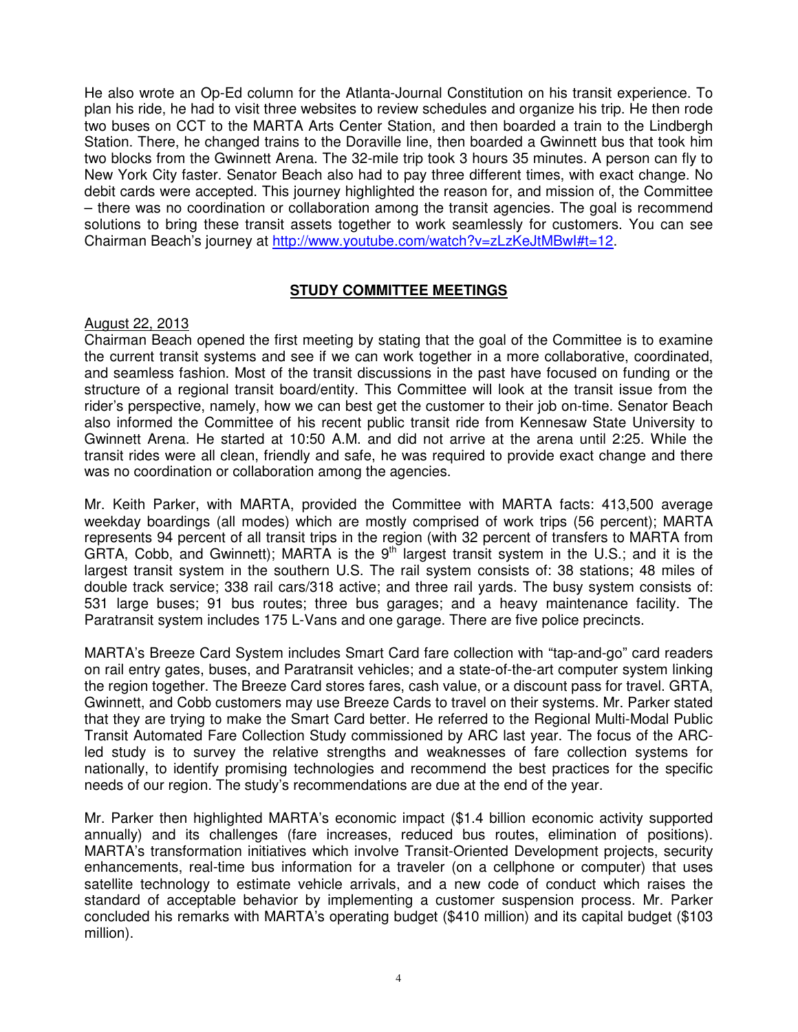He also wrote an Op-Ed column for the Atlanta-Journal Constitution on his transit experience. To plan his ride, he had to visit three websites to review schedules and organize his trip. He then rode two buses on CCT to the MARTA Arts Center Station, and then boarded a train to the Lindbergh Station. There, he changed trains to the Doraville line, then boarded a Gwinnett bus that took him two blocks from the Gwinnett Arena. The 32-mile trip took 3 hours 35 minutes. A person can fly to New York City faster. Senator Beach also had to pay three different times, with exact change. No debit cards were accepted. This journey highlighted the reason for, and mission of, the Committee – there was no coordination or collaboration among the transit agencies. The goal is recommend solutions to bring these transit assets together to work seamlessly for customers. You can see Chairman Beach's journey at [http://www.youtube.com/watch?v=zLzKeJtMBwI#t=12](http://www.youtube.com/watch?v=zLzKeJtMBwI#t=12).

## STUDY COMMITTEE MEETINGS

August 22, 2013

Chairman Beach opened the first meeting by stating that the goal of the Committee is to examine the current transit systems and see if we can work together in a more collaborative, coordinated, and seamless fashion. Most of the transit discussions in the past have focused on funding or the structure of a regional transit board/entity. This Committee will look at the transit issue from the rider's perspective, namely, how we can best get the customer to their job on-time. Senator Beach also informed the Committee of his recent public transit ride from Kennesaw State University to Gwinnett Arena. He started at 10:50 A.M. and did not arrive at the arena until 2:25. While the transit rides were all clean, friendly and safe, he was required to provide exact change and there was no coordination or collaboration among the agencies.

Mr. Keith Parker, with MARTA, provided the Committee with MARTA facts: 413,500 average weekday boardings (all modes) which are mostly comprised of work trips (56 percent); MARTA represents 94 percent of all transit trips in the region (with 32 percent of transfers to MARTA from GRTA, Cobb, and Gwinnett); MARTA is the 9th largest transit system in the U.S.; and it is the largest transit system in the southern U.S. The rail system consists of: 38 stations; 48 miles of double track service; 338 rail cars/318 active; and three rail yards. The busy system consists of: 531 large buses; 91 bus routes; three bus garages; and a heavy maintenance facility. The Paratransit system includes 175 L-Vans and one garage. There are five police precincts.

MARTA's Breeze Card System includes Smart Card fare collection with "tap-and-go" card readers on rail entry gates, buses, and Paratransit vehicles; and a state-of-the-art computer system linking the region together. The Breeze Card stores fares, cash value, or a discount pass for travel. GRTA, Gwinnett, and Cobb customers may use Breeze Cards to travel on their systems. Mr. Parker stated that they are trying to make the Smart Card better. He referred to the Regional Multi-Modal Public Transit Automated Fare Collection Study commissioned by ARC last year. The focus of the ARC-led study is to survey the relative strengths and weaknesses of fare collection systems for nationally, to identify promising technologies and recommend the best practices for the specific needs of our region. The study's recommendations are due at the end of the year.

Mr. Parker then highlighted MARTA's economic impact ($1.4 billion economic activity supported annually) and its challenges (fare increases, reduced bus routes, elimination of positions). MARTA's transformation initiatives which involve Transit-Oriented Development projects, security enhancements, real-time bus information for a traveler (on a cellphone or computer) that uses satellite technology to estimate vehicle arrivals, and a new code of conduct which raises the standard of acceptable behavior by implementing a customer suspension process. Mr. Parker concluded his remarks with MARTA's operating budget ($410 million) and its capital budget ($103 million).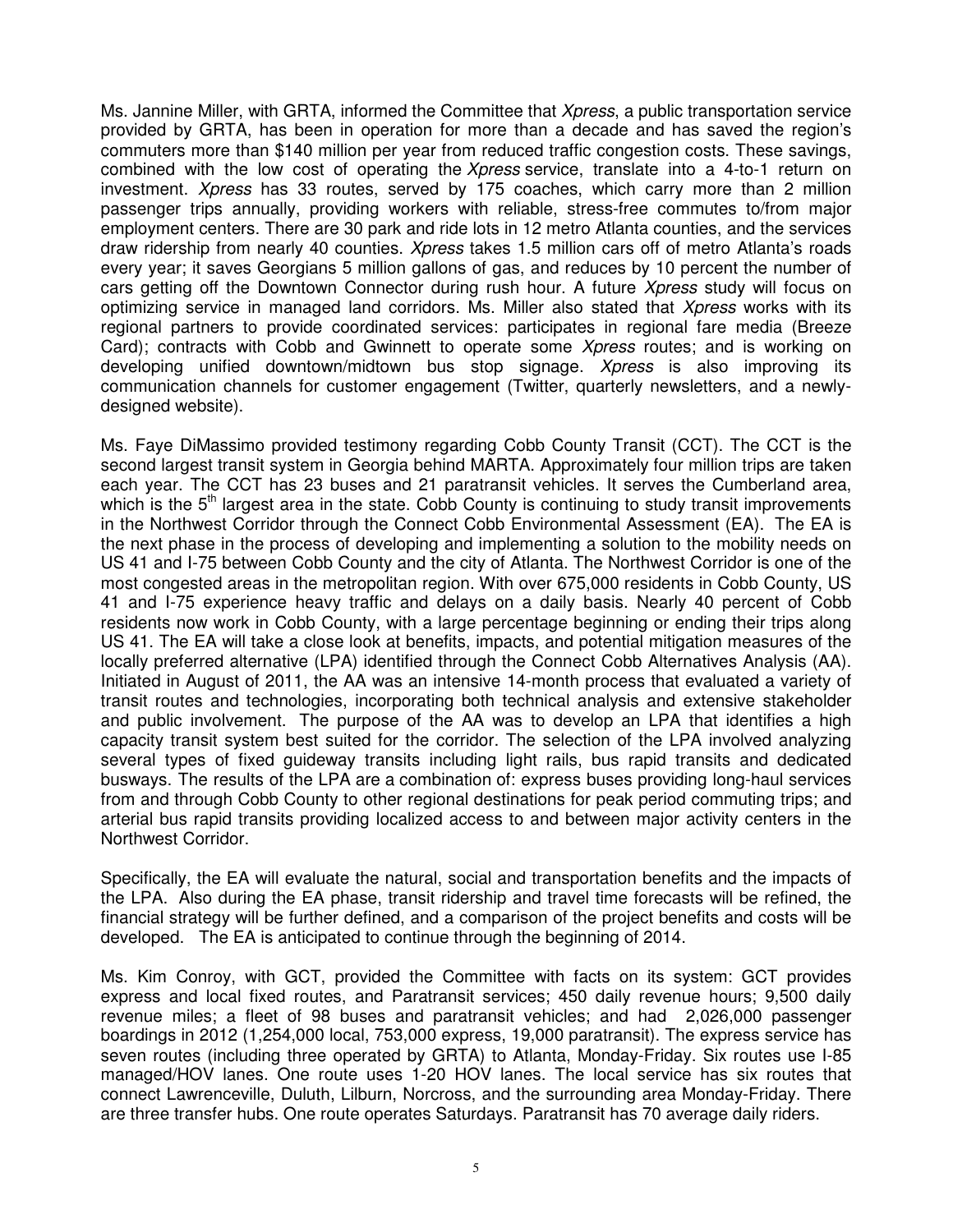Ms. Jannine Miller, with GRTA, informed the Committee that *Xpress*, a public transportation service provided by GRTA, has been in operation for more than a decade and has saved the region's commuters more than $140 million per year from reduced traffic congestion costs. These savings, combined with the low cost of operating the *Xpress* service, translate into a 4-to-1 return on investment. *Xpress* has 33 routes, served by 175 coaches, which carry more than 2 million passenger trips annually, providing workers with reliable, stress-free commutes to/from major employment centers. There are 30 park and ride lots in 12 metro Atlanta counties, and the services draw ridership from nearly 40 counties. *Xpress* takes 1.5 million cars off of metro Atlanta's roads every year; it saves Georgians 5 million gallons of gas, and reduces by 10 percent the number of cars getting off the Downtown Connector during rush hour. A future *Xpress* study will focus on optimizing service in managed land corridors. Ms. Miller also stated that *Xpress* works with its regional partners to provide coordinated services: participates in regional fare media (Breeze Card); contracts with Cobb and Gwinnett to operate some *Xpress* routes; and is working on developing unified downtown/midtown bus stop signage. *Xpress* is also improving its communication channels for customer engagement (Twitter, quarterly newsletters, and a newly-designed website).

Ms. Faye DiMassimo provided testimony regarding Cobb County Transit (CCT). The CCT is the second largest transit system in Georgia behind MARTA. Approximately four million trips are taken each year. The CCT has 23 buses and 21 paratransit vehicles. It serves the Cumberland area, which is the 5th largest area in the state. Cobb County is continuing to study transit improvements in the Northwest Corridor through the Connect Cobb Environmental Assessment (EA). The EA is the next phase in the process of developing and implementing a solution to the mobility needs on US 41 and I-75 between Cobb County and the city of Atlanta. The Northwest Corridor is one of the most congested areas in the metropolitan region. With over 675,000 residents in Cobb County, US 41 and I-75 experience heavy traffic and delays on a daily basis. Nearly 40 percent of Cobb residents now work in Cobb County, with a large percentage beginning or ending their trips along US 41. The EA will take a close look at benefits, impacts, and potential mitigation measures of the locally preferred alternative (LPA) identified through the Connect Cobb Alternatives Analysis (AA). Initiated in August of 2011, the AA was an intensive 14-month process that evaluated a variety of transit routes and technologies, incorporating both technical analysis and extensive stakeholder and public involvement. The purpose of the AA was to develop an LPA that identifies a high capacity transit system best suited for the corridor. The selection of the LPA involved analyzing several types of fixed guideway transits including light rails, bus rapid transits and dedicated busways. The results of the LPA are a combination of: express buses providing long-haul services from and through Cobb County to other regional destinations for peak period commuting trips; and arterial bus rapid transits providing localized access to and between major activity centers in the Northwest Corridor.

Specifically, the EA will evaluate the natural, social and transportation benefits and the impacts of the LPA. Also during the EA phase, transit ridership and travel time forecasts will be refined, the financial strategy will be further defined, and a comparison of the project benefits and costs will be developed. The EA is anticipated to continue through the beginning of 2014.

Ms. Kim Conroy, with GCT, provided the Committee with facts on its system: GCT provides express and local fixed routes, and Paratransit services; 450 daily revenue hours; 9,500 daily revenue miles; a fleet of 98 buses and paratransit vehicles; and had 2,026,000 passenger boardings in 2012 (1,254,000 local, 753,000 express, 19,000 paratransit). The express service has seven routes (including three operated by GRTA) to Atlanta, Monday-Friday. Six routes use I-85 managed/HOV lanes. One route uses 1-20 HOV lanes. The local service has six routes that connect Lawrenceville, Duluth, Lilburn, Norcross, and the surrounding area Monday-Friday. There are three transfer hubs. One route operates Saturdays. Paratransit has 70 average daily riders.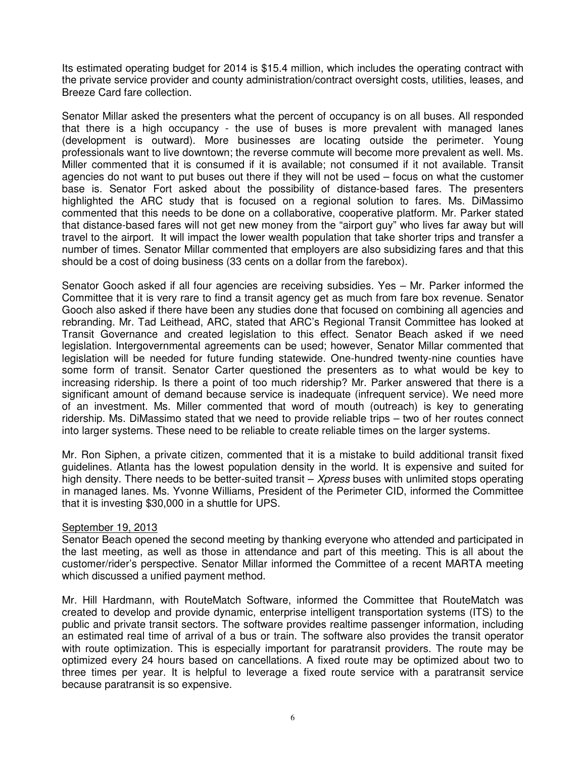Its estimated operating budget for 2014 is $15.4 million, which includes the operating contract with the private service provider and county administration/contract oversight costs, utilities, leases, and Breeze Card fare collection.

Senator Millar asked the presenters what the percent of occupancy is on all buses. All responded that there is a high occupancy - the use of buses is more prevalent with managed lanes (development is outward). More businesses are locating outside the perimeter. Young professionals want to live downtown; the reverse commute will become more prevalent as well. Ms. Miller commented that it is consumed if it is available; not consumed if it not available. Transit agencies do not want to put buses out there if they will not be used – focus on what the customer base is. Senator Fort asked about the possibility of distance-based fares. The presenters highlighted the ARC study that is focused on a regional solution to fares. Ms. DiMassimo commented that this needs to be done on a collaborative, cooperative platform. Mr. Parker stated that distance-based fares will not get new money from the "airport guy" who lives far away but will travel to the airport. It will impact the lower wealth population that take shorter trips and transfer a number of times. Senator Millar commented that employers are also subsidizing fares and that this should be a cost of doing business (33 cents on a dollar from the farebox).

Senator Gooch asked if all four agencies are receiving subsidies. Yes – Mr. Parker informed the Committee that it is very rare to find a transit agency get as much from fare box revenue. Senator Gooch also asked if there have been any studies done that focused on combining all agencies and rebranding. Mr. Tad Leithead, ARC, stated that ARC's Regional Transit Committee has looked at Transit Governance and created legislation to this effect. Senator Beach asked if we need legislation. Intergovernmental agreements can be used; however, Senator Millar commented that legislation will be needed for future funding statewide. One-hundred twenty-nine counties have some form of transit. Senator Carter questioned the presenters as to what would be key to increasing ridership. Is there a point of too much ridership? Mr. Parker answered that there is a significant amount of demand because service is inadequate (infrequent service). We need more of an investment. Ms. Miller commented that word of mouth (outreach) is key to generating ridership. Ms. DiMassimo stated that we need to provide reliable trips – two of her routes connect into larger systems. These need to be reliable to create reliable times on the larger systems.

Mr. Ron Siphen, a private citizen, commented that it is a mistake to build additional transit fixed guidelines. Atlanta has the lowest population density in the world. It is expensive and suited for high density. There needs to be better-suited transit – *Xpress* buses with unlimited stops operating in managed lanes. Ms. Yvonne Williams, President of the Perimeter CID, informed the Committee that it is investing $30,000 in a shuttle for UPS.

<u>September 19, 2013</u>

Senator Beach opened the second meeting by thanking everyone who attended and participated in the last meeting, as well as those in attendance and part of this meeting. This is all about the customer/rider's perspective. Senator Millar informed the Committee of a recent MARTA meeting which discussed a unified payment method.

Mr. Hill Hardmann, with RouteMatch Software, informed the Committee that RouteMatch was created to develop and provide dynamic, enterprise intelligent transportation systems (ITS) to the public and private transit sectors. The software provides realtime passenger information, including an estimated real time of arrival of a bus or train. The software also provides the transit operator with route optimization. This is especially important for paratransit providers. The route may be optimized every 24 hours based on cancellations. A fixed route may be optimized about two to three times per year. It is helpful to leverage a fixed route service with a paratransit service because paratransit is so expensive.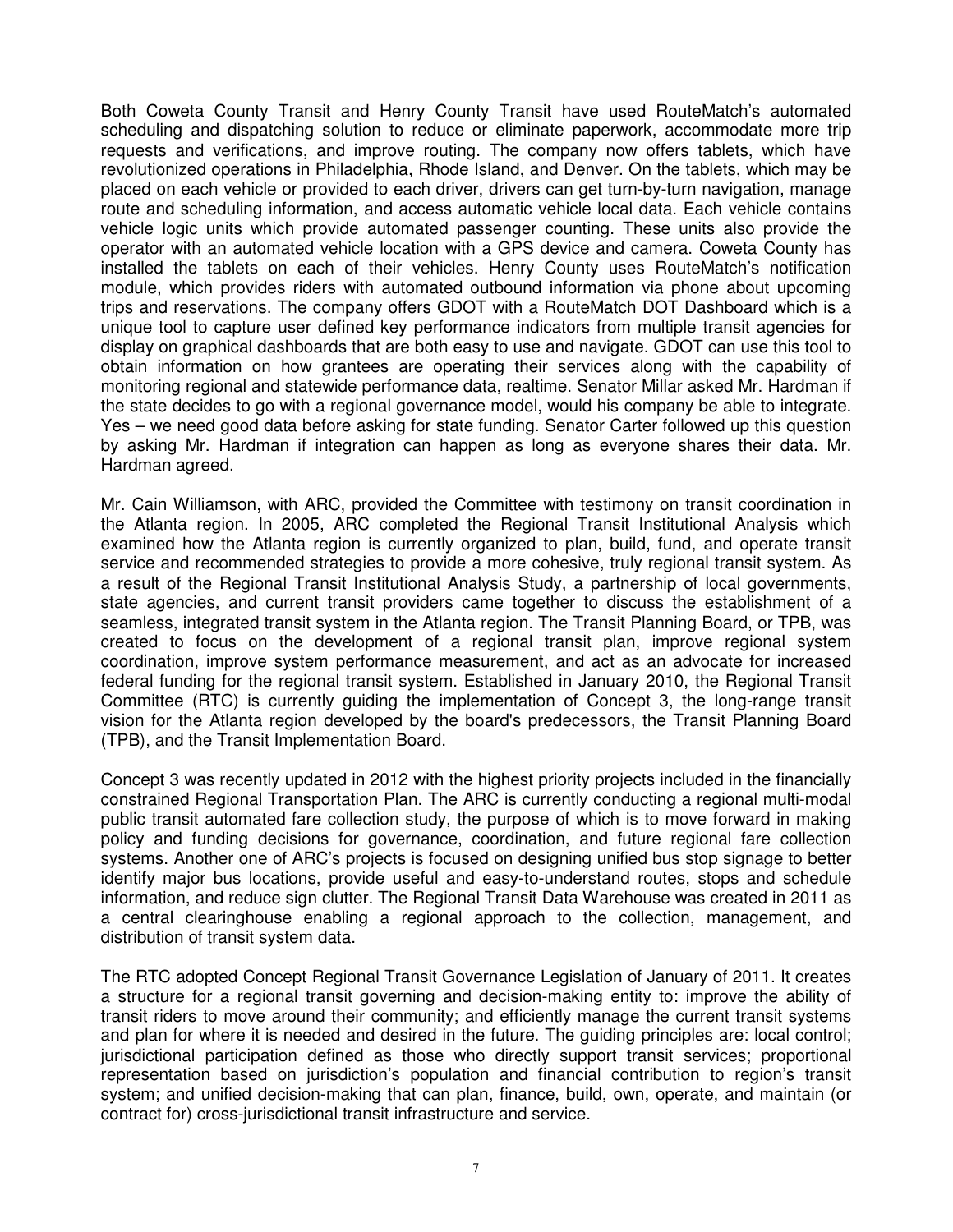Both Coweta County Transit and Henry County Transit have used RouteMatch's automated scheduling and dispatching solution to reduce or eliminate paperwork, accommodate more trip requests and verifications, and improve routing. The company now offers tablets, which have revolutionized operations in Philadelphia, Rhode Island, and Denver. On the tablets, which may be placed on each vehicle or provided to each driver, drivers can get turn-by-turn navigation, manage route and scheduling information, and access automatic vehicle local data. Each vehicle contains vehicle logic units which provide automated passenger counting. These units also provide the operator with an automated vehicle location with a GPS device and camera. Coweta County has installed the tablets on each of their vehicles. Henry County uses RouteMatch's notification module, which provides riders with automated outbound information via phone about upcoming trips and reservations. The company offers GDOT with a RouteMatch DOT Dashboard which is a unique tool to capture user defined key performance indicators from multiple transit agencies for display on graphical dashboards that are both easy to use and navigate. GDOT can use this tool to obtain information on how grantees are operating their services along with the capability of monitoring regional and statewide performance data, realtime. Senator Millar asked Mr. Hardman if the state decides to go with a regional governance model, would his company be able to integrate. Yes – we need good data before asking for state funding. Senator Carter followed up this question by asking Mr. Hardman if integration can happen as long as everyone shares their data. Mr. Hardman agreed.

Mr. Cain Williamson, with ARC, provided the Committee with testimony on transit coordination in the Atlanta region. In 2005, ARC completed the Regional Transit Institutional Analysis which examined how the Atlanta region is currently organized to plan, build, fund, and operate transit service and recommended strategies to provide a more cohesive, truly regional transit system. As a result of the Regional Transit Institutional Analysis Study, a partnership of local governments, state agencies, and current transit providers came together to discuss the establishment of a seamless, integrated transit system in the Atlanta region. The Transit Planning Board, or TPB, was created to focus on the development of a regional transit plan, improve regional system coordination, improve system performance measurement, and act as an advocate for increased federal funding for the regional transit system. Established in January 2010, the Regional Transit Committee (RTC) is currently guiding the implementation of Concept 3, the long-range transit vision for the Atlanta region developed by the board's predecessors, the Transit Planning Board (TPB), and the Transit Implementation Board.

Concept 3 was recently updated in 2012 with the highest priority projects included in the financially constrained Regional Transportation Plan. The ARC is currently conducting a regional multi-modal public transit automated fare collection study, the purpose of which is to move forward in making policy and funding decisions for governance, coordination, and future regional fare collection systems. Another one of ARC's projects is focused on designing unified bus stop signage to better identify major bus locations, provide useful and easy-to-understand routes, stops and schedule information, and reduce sign clutter. The Regional Transit Data Warehouse was created in 2011 as a central clearinghouse enabling a regional approach to the collection, management, and distribution of transit system data.

The RTC adopted Concept Regional Transit Governance Legislation of January of 2011. It creates a structure for a regional transit governing and decision-making entity to: improve the ability of transit riders to move around their community; and efficiently manage the current transit systems and plan for where it is needed and desired in the future. The guiding principles are: local control; jurisdictional participation defined as those who directly support transit services; proportional representation based on jurisdiction's population and financial contribution to region's transit system; and unified decision-making that can plan, finance, build, own, operate, and maintain (or contract for) cross-jurisdictional transit infrastructure and service.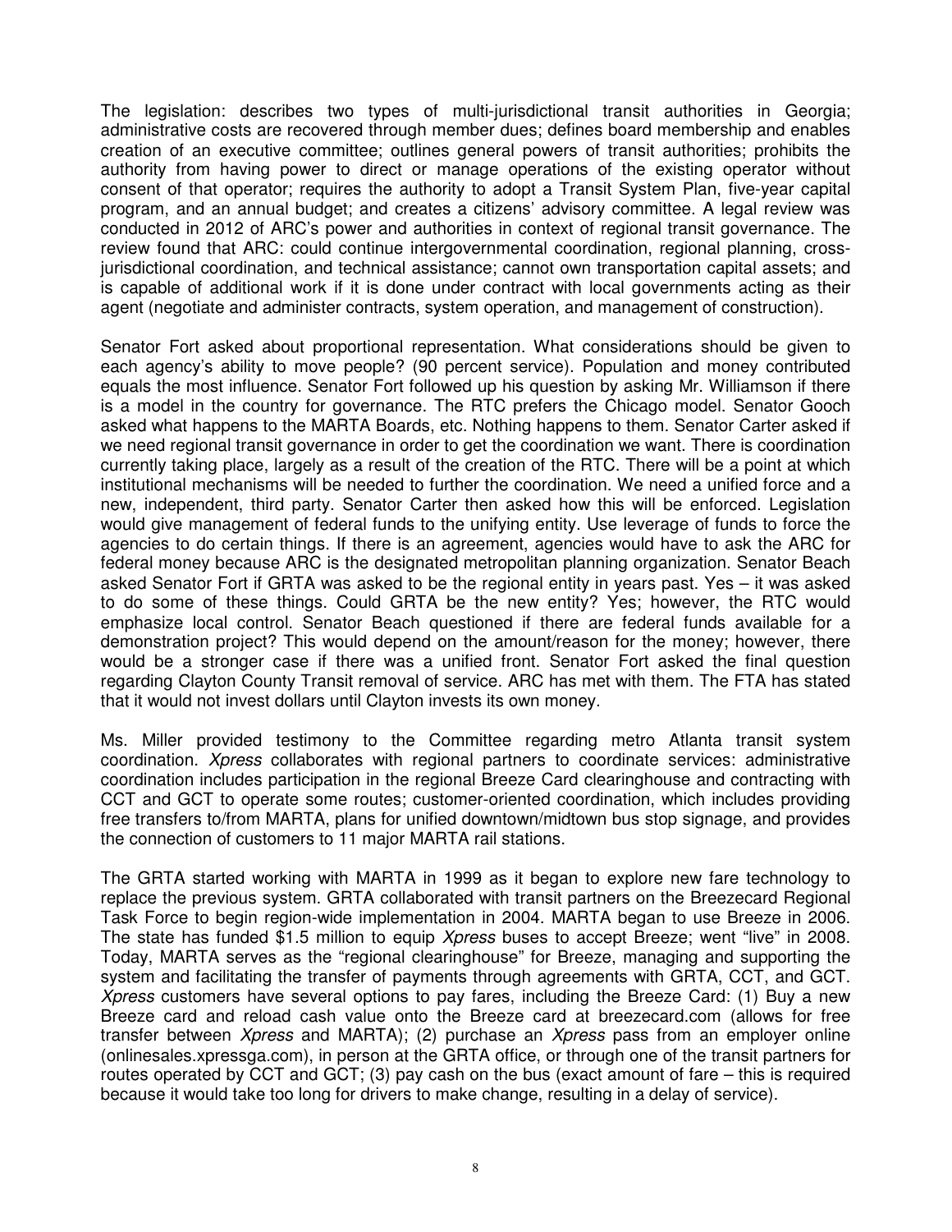The legislation: describes two types of multi-jurisdictional transit authorities in Georgia; administrative costs are recovered through member dues; defines board membership and enables creation of an executive committee; outlines general powers of transit authorities; prohibits the authority from having power to direct or manage operations of the existing operator without consent of that operator; requires the authority to adopt a Transit System Plan, five-year capital program, and an annual budget; and creates a citizens' advisory committee. A legal review was conducted in 2012 of ARC's power and authorities in context of regional transit governance. The review found that ARC: could continue intergovernmental coordination, regional planning, cross-jurisdictional coordination, and technical assistance; cannot own transportation capital assets; and is capable of additional work if it is done under contract with local governments acting as their agent (negotiate and administer contracts, system operation, and management of construction).

Senator Fort asked about proportional representation. What considerations should be given to each agency's ability to move people? (90 percent service). Population and money contributed equals the most influence. Senator Fort followed up his question by asking Mr. Williamson if there is a model in the country for governance. The RTC prefers the Chicago model. Senator Gooch asked what happens to the MARTA Boards, etc. Nothing happens to them. Senator Carter asked if we need regional transit governance in order to get the coordination we want. There is coordination currently taking place, largely as a result of the creation of the RTC. There will be a point at which institutional mechanisms will be needed to further the coordination. We need a unified force and a new, independent, third party. Senator Carter then asked how this will be enforced. Legislation would give management of federal funds to the unifying entity. Use leverage of funds to force the agencies to do certain things. If there is an agreement, agencies would have to ask the ARC for federal money because ARC is the designated metropolitan planning organization. Senator Beach asked Senator Fort if GRTA was asked to be the regional entity in years past. Yes – it was asked to do some of these things. Could GRTA be the new entity? Yes; however, the RTC would emphasize local control. Senator Beach questioned if there are federal funds available for a demonstration project? This would depend on the amount/reason for the money; however, there would be a stronger case if there was a unified front. Senator Fort asked the final question regarding Clayton County Transit removal of service. ARC has met with them. The FTA has stated that it would not invest dollars until Clayton invests its own money.

Ms. Miller provided testimony to the Committee regarding metro Atlanta transit system coordination. *Xpress* collaborates with regional partners to coordinate services: administrative coordination includes participation in the regional Breeze Card clearinghouse and contracting with CCT and GCT to operate some routes; customer-oriented coordination, which includes providing free transfers to/from MARTA, plans for unified downtown/midtown bus stop signage, and provides the connection of customers to 11 major MARTA rail stations.

The GRTA started working with MARTA in 1999 as it began to explore new fare technology to replace the previous system. GRTA collaborated with transit partners on the Breezecard Regional Task Force to begin region-wide implementation in 2004. MARTA began to use Breeze in 2006. The state has funded $1.5 million to equip *Xpress* buses to accept Breeze; went "live" in 2008. Today, MARTA serves as the "regional clearinghouse" for Breeze, managing and supporting the system and facilitating the transfer of payments through agreements with GRTA, CCT, and GCT. *Xpress* customers have several options to pay fares, including the Breeze Card: (1) Buy a new Breeze card and reload cash value onto the Breeze card at breezecard.com (allows for free transfer between *Xpress* and MARTA); (2) purchase an *Xpress* pass from an employer online (onlinesales.xpressga.com), in person at the GRTA office, or through one of the transit partners for routes operated by CCT and GCT; (3) pay cash on the bus (exact amount of fare – this is required because it would take too long for drivers to make change, resulting in a delay of service).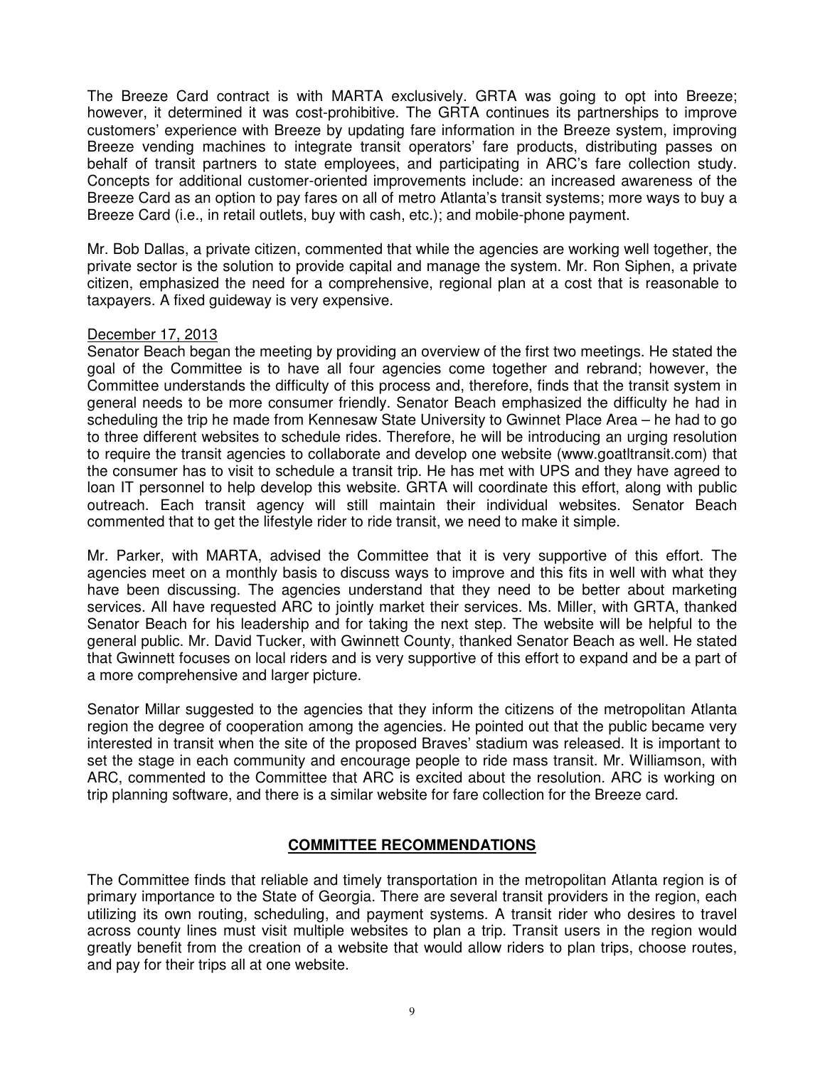The Breeze Card contract is with MARTA exclusively. GRTA was going to opt into Breeze; however, it determined it was cost-prohibitive. The GRTA continues its partnerships to improve customers' experience with Breeze by updating fare information in the Breeze system, improving Breeze vending machines to integrate transit operators' fare products, distributing passes on behalf of transit partners to state employees, and participating in ARC's fare collection study. Concepts for additional customer-oriented improvements include: an increased awareness of the Breeze Card as an option to pay fares on all of metro Atlanta's transit systems; more ways to buy a Breeze Card (i.e., in retail outlets, buy with cash, etc.); and mobile-phone payment.

Mr. Bob Dallas, a private citizen, commented that while the agencies are working well together, the private sector is the solution to provide capital and manage the system. Mr. Ron Siphen, a private citizen, emphasized the need for a comprehensive, regional plan at a cost that is reasonable to taxpayers. A fixed guideway is very expensive.

<u>December 17, 2013</u>

Senator Beach began the meeting by providing an overview of the first two meetings. He stated the goal of the Committee is to have all four agencies come together and rebrand; however, the Committee understands the difficulty of this process and, therefore, finds that the transit system in general needs to be more consumer friendly. Senator Beach emphasized the difficulty he had in scheduling the trip he made from Kennesaw State University to Gwinnet Place Area – he had to go to three different websites to schedule rides. Therefore, he will be introducing an urging resolution to require the transit agencies to collaborate and develop one website (www.goatltransit.com) that the consumer has to visit to schedule a transit trip. He has met with UPS and they have agreed to loan IT personnel to help develop this website. GRTA will coordinate this effort, along with public outreach. Each transit agency will still maintain their individual websites. Senator Beach commented that to get the lifestyle rider to ride transit, we need to make it simple.

Mr. Parker, with MARTA, advised the Committee that it is very supportive of this effort. The agencies meet on a monthly basis to discuss ways to improve and this fits in well with what they have been discussing. The agencies understand that they need to be better about marketing services. All have requested ARC to jointly market their services. Ms. Miller, with GRTA, thanked Senator Beach for his leadership and for taking the next step. The website will be helpful to the general public. Mr. David Tucker, with Gwinnett County, thanked Senator Beach as well. He stated that Gwinnett focuses on local riders and is very supportive of this effort to expand and be a part of a more comprehensive and larger picture.

Senator Millar suggested to the agencies that they inform the citizens of the metropolitan Atlanta region the degree of cooperation among the agencies. He pointed out that the public became very interested in transit when the site of the proposed Braves' stadium was released. It is important to set the stage in each community and encourage people to ride mass transit. Mr. Williamson, with ARC, commented to the Committee that ARC is excited about the resolution. ARC is working on trip planning software, and there is a similar website for fare collection for the Breeze card.

## COMMITTEE RECOMMENDATIONS

The Committee finds that reliable and timely transportation in the metropolitan Atlanta region is of primary importance to the State of Georgia. There are several transit providers in the region, each utilizing its own routing, scheduling, and payment systems. A transit rider who desires to travel across county lines must visit multiple websites to plan a trip. Transit users in the region would greatly benefit from the creation of a website that would allow riders to plan trips, choose routes, and pay for their trips all at one website.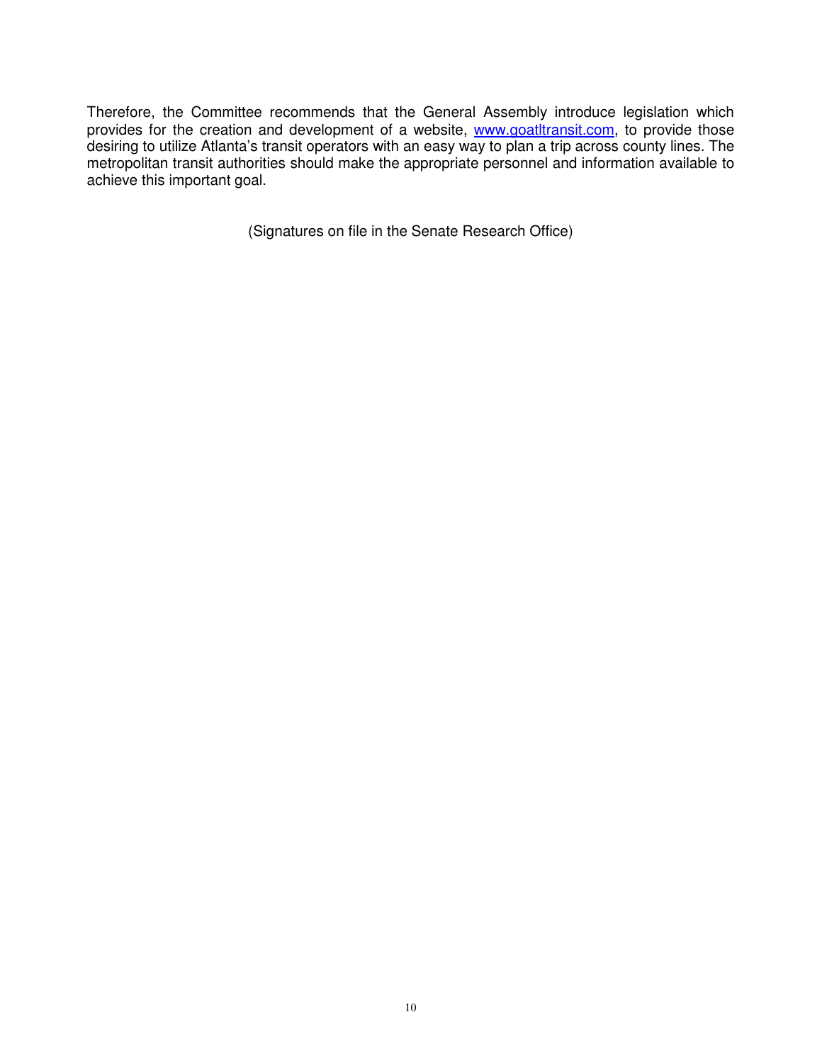Therefore, the Committee recommends that the General Assembly introduce legislation which provides for the creation and development of a website, [www.goatltransit.com](http://www.goatltransit.com), to provide those desiring to utilize Atlanta's transit operators with an easy way to plan a trip across county lines. The metropolitan transit authorities should make the appropriate personnel and information available to achieve this important goal.

(Signatures on file in the Senate Research Office)